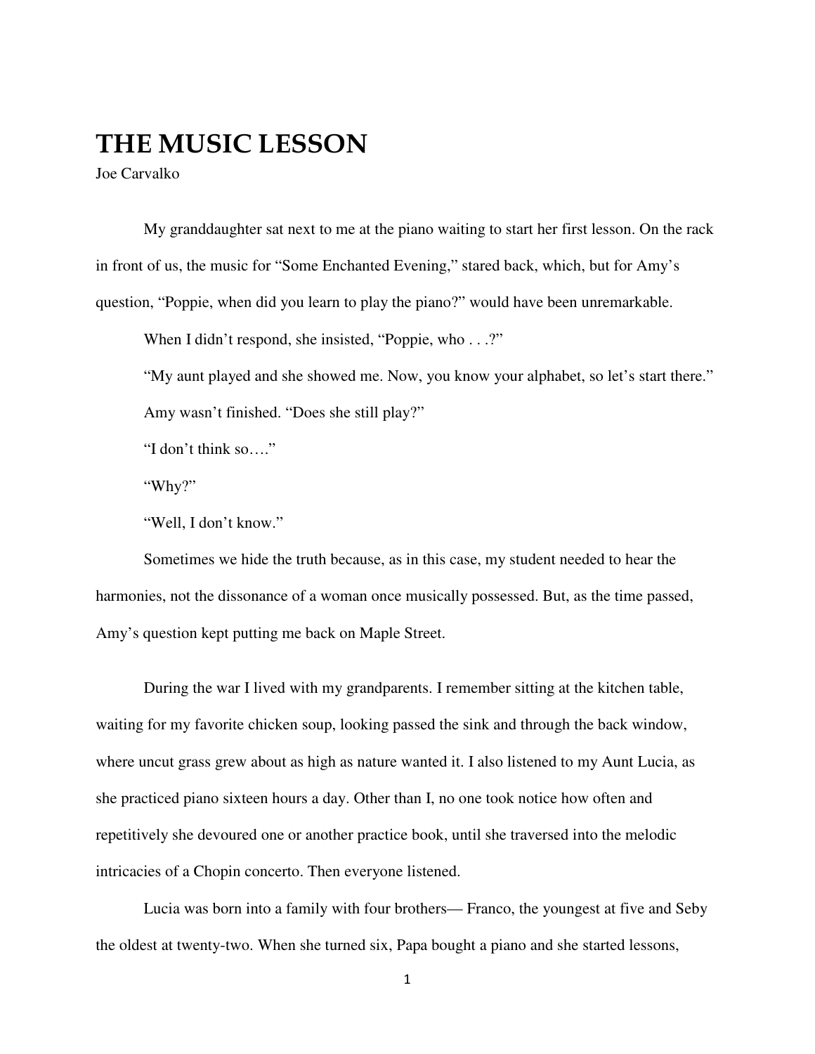# THE MUSIC LESSON

Joe Carvalko

My granddaughter sat next to me at the piano waiting to start her first lesson. On the rack in front of us, the music for "Some Enchanted Evening," stared back, which, but for Amy's question, "Poppie, when did you learn to play the piano?" would have been unremarkable.

When I didn't respond, she insisted, "Poppie, who . . .?"

"My aunt played and she showed me. Now, you know your alphabet, so let's start there."

Amy wasn't finished. "Does she still play?"

"I don't think so…."

"Why?"

"Well, I don't know."

Sometimes we hide the truth because, as in this case, my student needed to hear the harmonies, not the dissonance of a woman once musically possessed. But, as the time passed, Amy's question kept putting me back on Maple Street.

During the war I lived with my grandparents. I remember sitting at the kitchen table, waiting for my favorite chicken soup, looking passed the sink and through the back window, where uncut grass grew about as high as nature wanted it. I also listened to my Aunt Lucia, as she practiced piano sixteen hours a day. Other than I, no one took notice how often and repetitively she devoured one or another practice book, until she traversed into the melodic intricacies of a Chopin concerto. Then everyone listened.

Lucia was born into a family with four brothers— Franco, the youngest at five and Seby the oldest at twenty-two. When she turned six, Papa bought a piano and she started lessons,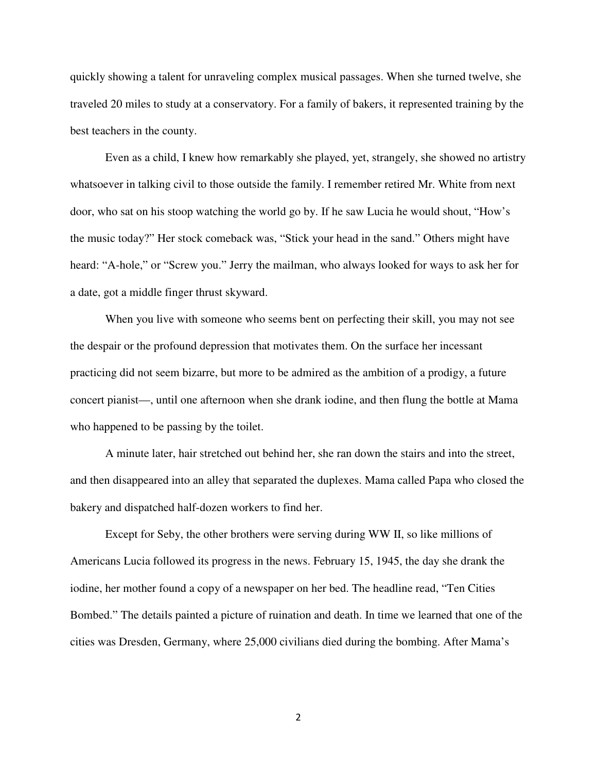quickly showing a talent for unraveling complex musical passages. When she turned twelve, she traveled 20 miles to study at a conservatory. For a family of bakers, it represented training by the best teachers in the county.

Even as a child, I knew how remarkably she played, yet, strangely, she showed no artistry whatsoever in talking civil to those outside the family. I remember retired Mr. White from next door, who sat on his stoop watching the world go by. If he saw Lucia he would shout, "How's the music today?" Her stock comeback was, "Stick your head in the sand." Others might have heard: "A-hole," or "Screw you." Jerry the mailman, who always looked for ways to ask her for a date, got a middle finger thrust skyward.

When you live with someone who seems bent on perfecting their skill, you may not see the despair or the profound depression that motivates them. On the surface her incessant practicing did not seem bizarre, but more to be admired as the ambition of a prodigy, a future concert pianist—, until one afternoon when she drank iodine, and then flung the bottle at Mama who happened to be passing by the toilet.

A minute later, hair stretched out behind her, she ran down the stairs and into the street, and then disappeared into an alley that separated the duplexes. Mama called Papa who closed the bakery and dispatched half-dozen workers to find her.

Except for Seby, the other brothers were serving during WW II, so like millions of Americans Lucia followed its progress in the news. February 15, 1945, the day she drank the iodine, her mother found a copy of a newspaper on her bed. The headline read, "Ten Cities Bombed." The details painted a picture of ruination and death. In time we learned that one of the cities was Dresden, Germany, where 25,000 civilians died during the bombing. After Mama's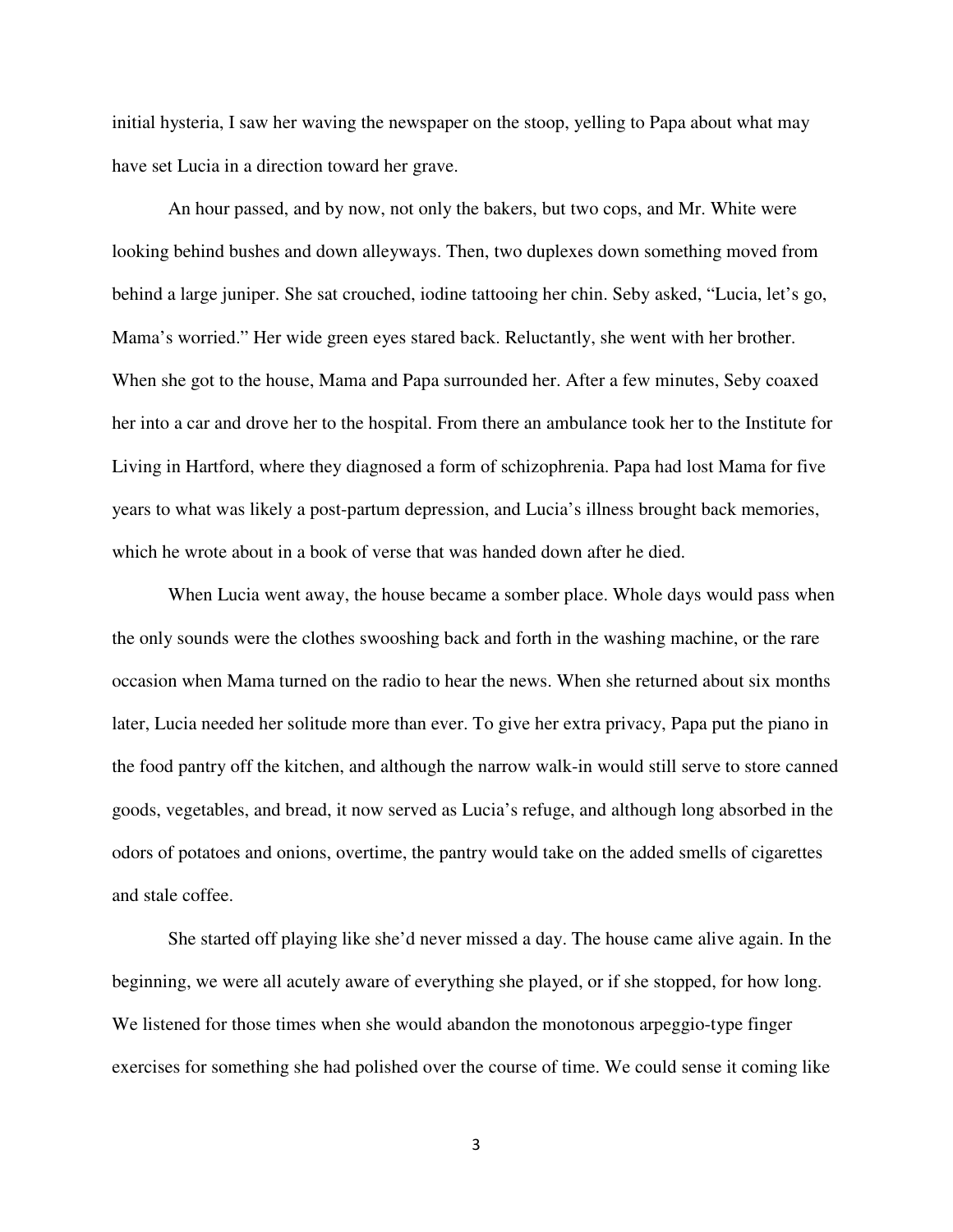initial hysteria, I saw her waving the newspaper on the stoop, yelling to Papa about what may have set Lucia in a direction toward her grave.

An hour passed, and by now, not only the bakers, but two cops, and Mr. White were looking behind bushes and down alleyways. Then, two duplexes down something moved from behind a large juniper. She sat crouched, iodine tattooing her chin. Seby asked, "Lucia, let's go, Mama's worried." Her wide green eyes stared back. Reluctantly, she went with her brother. When she got to the house, Mama and Papa surrounded her. After a few minutes, Seby coaxed her into a car and drove her to the hospital. From there an ambulance took her to the Institute for Living in Hartford, where they diagnosed a form of schizophrenia. Papa had lost Mama for five years to what was likely a post-partum depression, and Lucia's illness brought back memories, which he wrote about in a book of verse that was handed down after he died.

When Lucia went away, the house became a somber place. Whole days would pass when the only sounds were the clothes swooshing back and forth in the washing machine, or the rare occasion when Mama turned on the radio to hear the news. When she returned about six months later, Lucia needed her solitude more than ever. To give her extra privacy, Papa put the piano in the food pantry off the kitchen, and although the narrow walk-in would still serve to store canned goods, vegetables, and bread, it now served as Lucia's refuge, and although long absorbed in the odors of potatoes and onions, overtime, the pantry would take on the added smells of cigarettes and stale coffee.

She started off playing like she'd never missed a day. The house came alive again. In the beginning, we were all acutely aware of everything she played, or if she stopped, for how long. We listened for those times when she would abandon the monotonous arpeggio-type finger exercises for something she had polished over the course of time. We could sense it coming like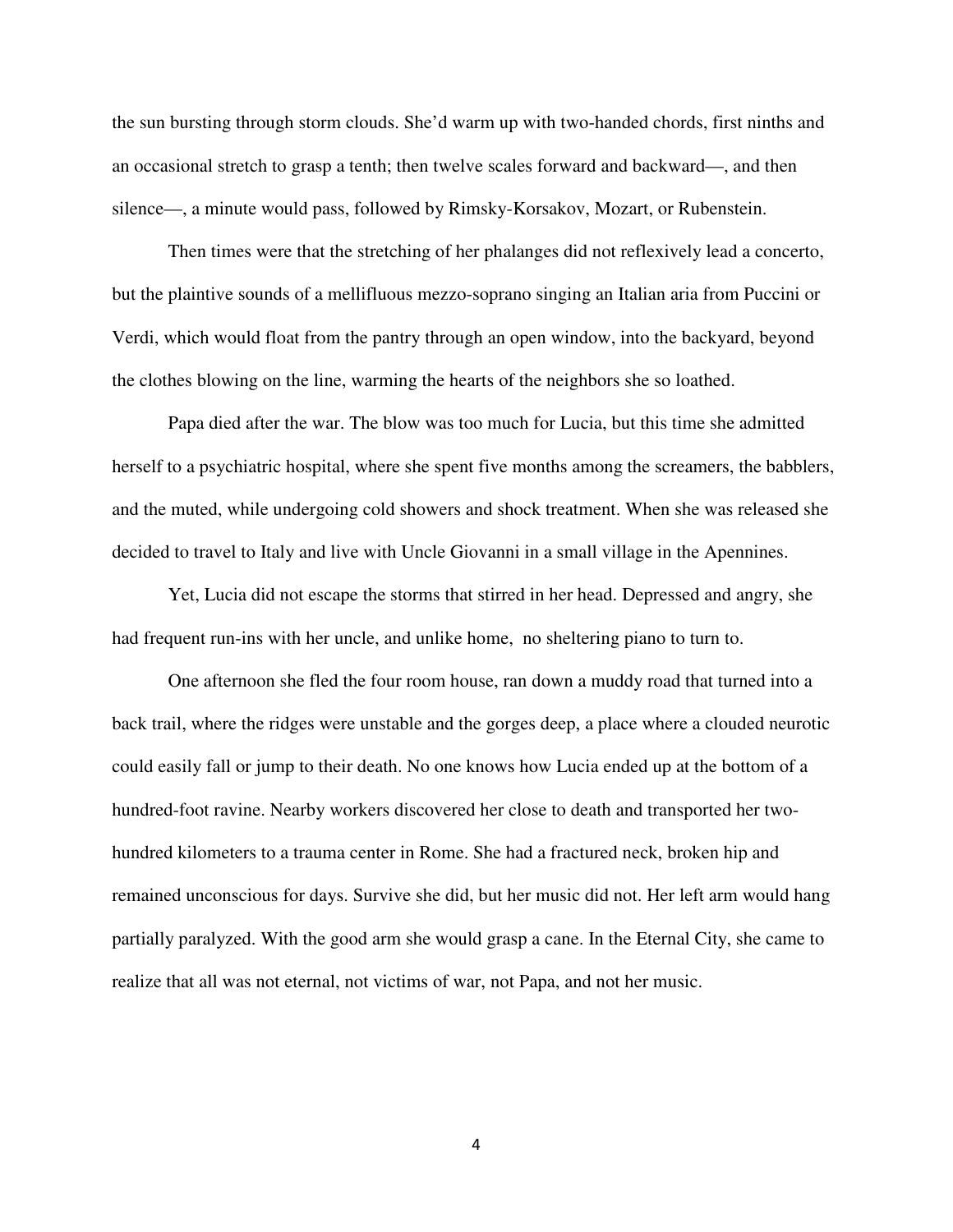the sun bursting through storm clouds. She'd warm up with two-handed chords, first ninths and an occasional stretch to grasp a tenth; then twelve scales forward and backward—, and then silence—, a minute would pass, followed by Rimsky-Korsakov, Mozart, or Rubenstein.

Then times were that the stretching of her phalanges did not reflexively lead a concerto, but the plaintive sounds of a mellifluous mezzo-soprano singing an Italian aria from Puccini or Verdi, which would float from the pantry through an open window, into the backyard, beyond the clothes blowing on the line, warming the hearts of the neighbors she so loathed.

Papa died after the war. The blow was too much for Lucia, but this time she admitted herself to a psychiatric hospital, where she spent five months among the screamers, the babblers, and the muted, while undergoing cold showers and shock treatment. When she was released she decided to travel to Italy and live with Uncle Giovanni in a small village in the Apennines.

Yet, Lucia did not escape the storms that stirred in her head. Depressed and angry, she had frequent run-ins with her uncle, and unlike home,  no sheltering piano to turn to.

One afternoon she fled the four room house, ran down a muddy road that turned into a back trail, where the ridges were unstable and the gorges deep, a place where a clouded neurotic could easily fall or jump to their death. No one knows how Lucia ended up at the bottom of a hundred-foot ravine. Nearby workers discovered her close to death and transported her two-hundred kilometers to a trauma center in Rome. She had a fractured neck, broken hip and remained unconscious for days. Survive she did, but her music did not. Her left arm would hang partially paralyzed. With the good arm she would grasp a cane. In the Eternal City, she came to realize that all was not eternal, not victims of war, not Papa, and not her music.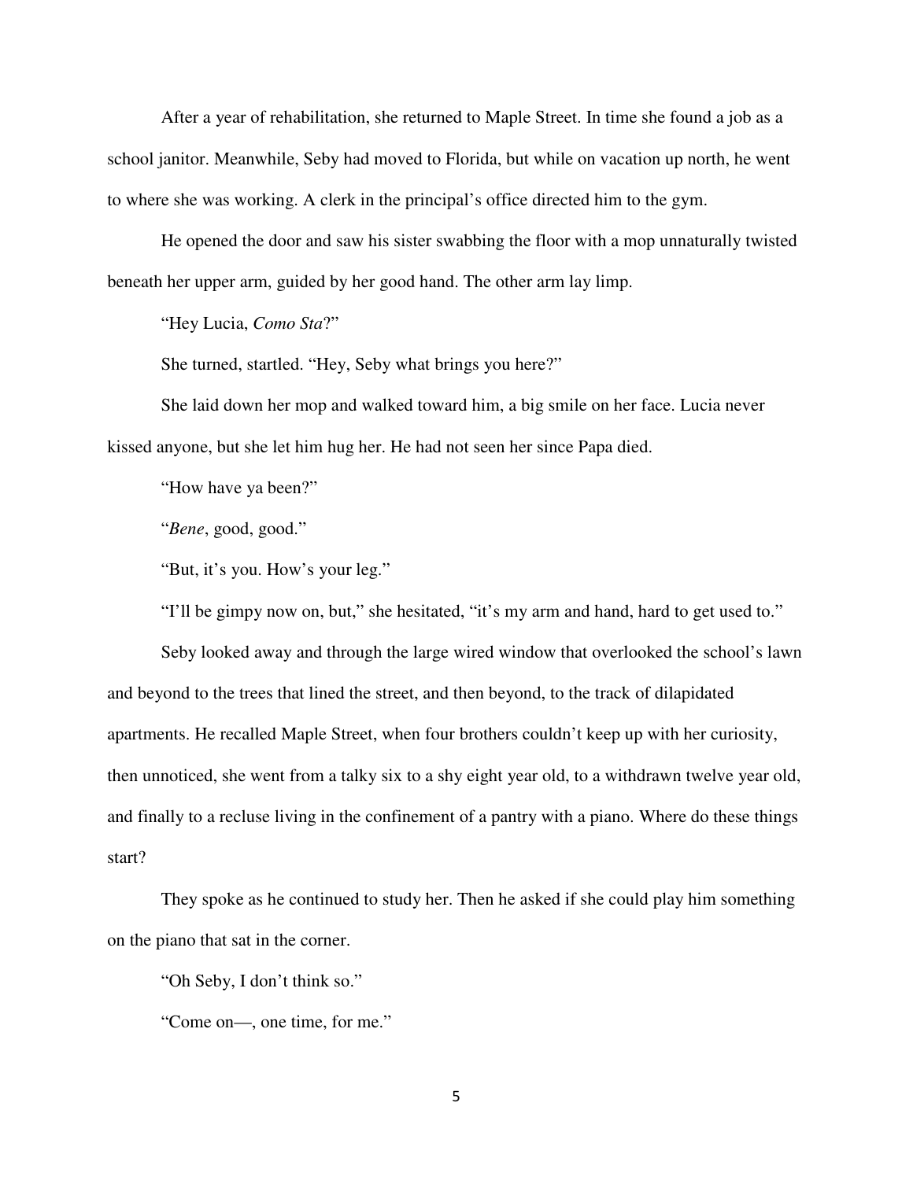After a year of rehabilitation, she returned to Maple Street. In time she found a job as a school janitor. Meanwhile, Seby had moved to Florida, but while on vacation up north, he went to where she was working. A clerk in the principal's office directed him to the gym.

He opened the door and saw his sister swabbing the floor with a mop unnaturally twisted beneath her upper arm, guided by her good hand. The other arm lay limp.

"Hey Lucia, *Como Sta*?"

She turned, startled. "Hey, Seby what brings you here?"

She laid down her mop and walked toward him, a big smile on her face. Lucia never kissed anyone, but she let him hug her. He had not seen her since Papa died.

"How have ya been?"

"*Bene*, good, good."

"But, it's you. How's your leg."

"I'll be gimpy now on, but," she hesitated, "it's my arm and hand, hard to get used to."

Seby looked away and through the large wired window that overlooked the school's lawn and beyond to the trees that lined the street, and then beyond, to the track of dilapidated apartments. He recalled Maple Street, when four brothers couldn't keep up with her curiosity, then unnoticed, she went from a talky six to a shy eight year old, to a withdrawn twelve year old, and finally to a recluse living in the confinement of a pantry with a piano. Where do these things start?

They spoke as he continued to study her. Then he asked if she could play him something on the piano that sat in the corner.

"Oh Seby, I don't think so."

"Come on—, one time, for me."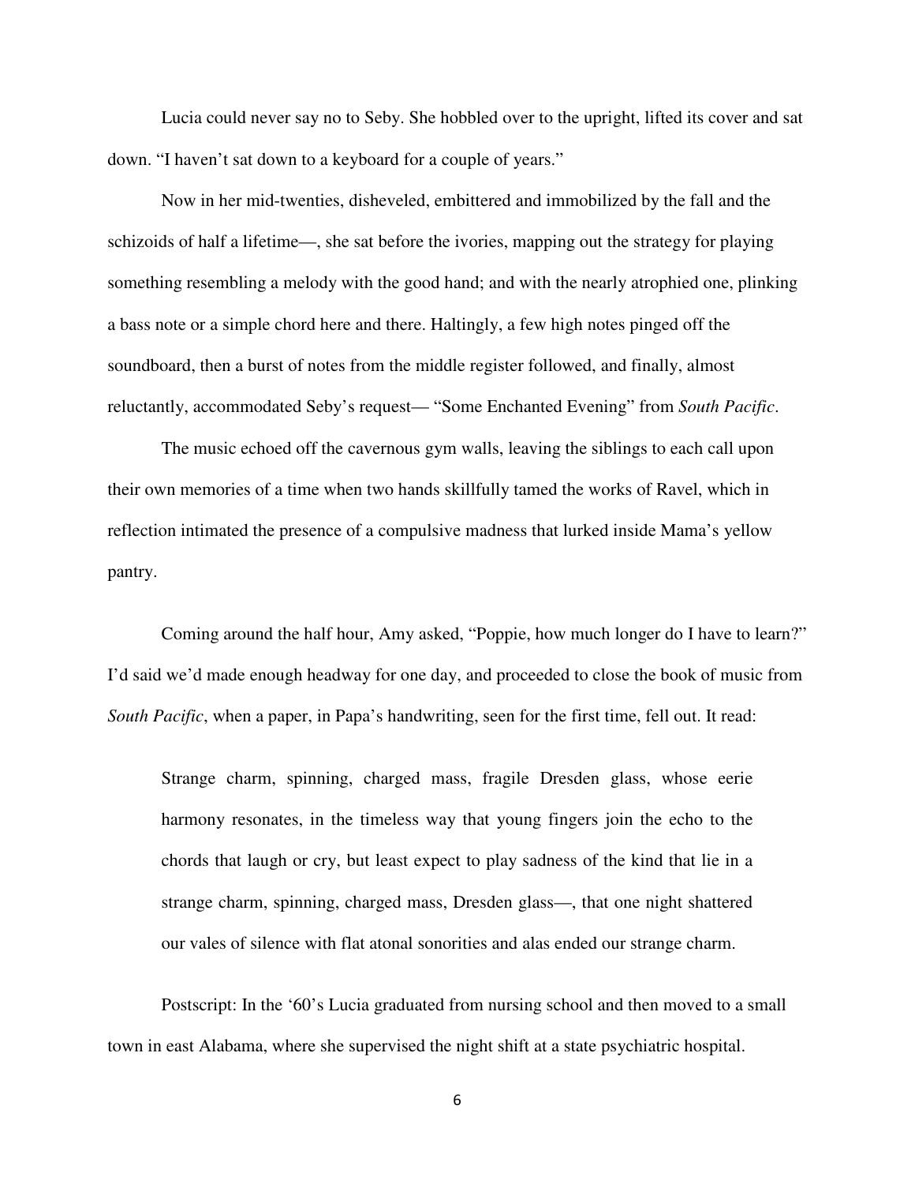Lucia could never say no to Seby. She hobbled over to the upright, lifted its cover and sat down. "I haven't sat down to a keyboard for a couple of years."

Now in her mid-twenties, disheveled, embittered and immobilized by the fall and the schizoids of half a lifetime—, she sat before the ivories, mapping out the strategy for playing something resembling a melody with the good hand; and with the nearly atrophied one, plinking a bass note or a simple chord here and there. Haltingly, a few high notes pinged off the soundboard, then a burst of notes from the middle register followed, and finally, almost reluctantly, accommodated Seby's request— "Some Enchanted Evening" from *South Pacific*.

The music echoed off the cavernous gym walls, leaving the siblings to each call upon their own memories of a time when two hands skillfully tamed the works of Ravel, which in reflection intimated the presence of a compulsive madness that lurked inside Mama's yellow pantry.

Coming around the half hour, Amy asked, "Poppie, how much longer do I have to learn?" I'd said we'd made enough headway for one day, and proceeded to close the book of music from *South Pacific*, when a paper, in Papa's handwriting, seen for the first time, fell out. It read:

> Strange charm, spinning, charged mass, fragile Dresden glass, whose eerie harmony resonates, in the timeless way that young fingers join the echo to the chords that laugh or cry, but least expect to play sadness of the kind that lie in a strange charm, spinning, charged mass, Dresden glass—, that one night shattered our vales of silence with flat atonal sonorities and alas ended our strange charm.

Postscript: In the '60's Lucia graduated from nursing school and then moved to a small town in east Alabama, where she supervised the night shift at a state psychiatric hospital.